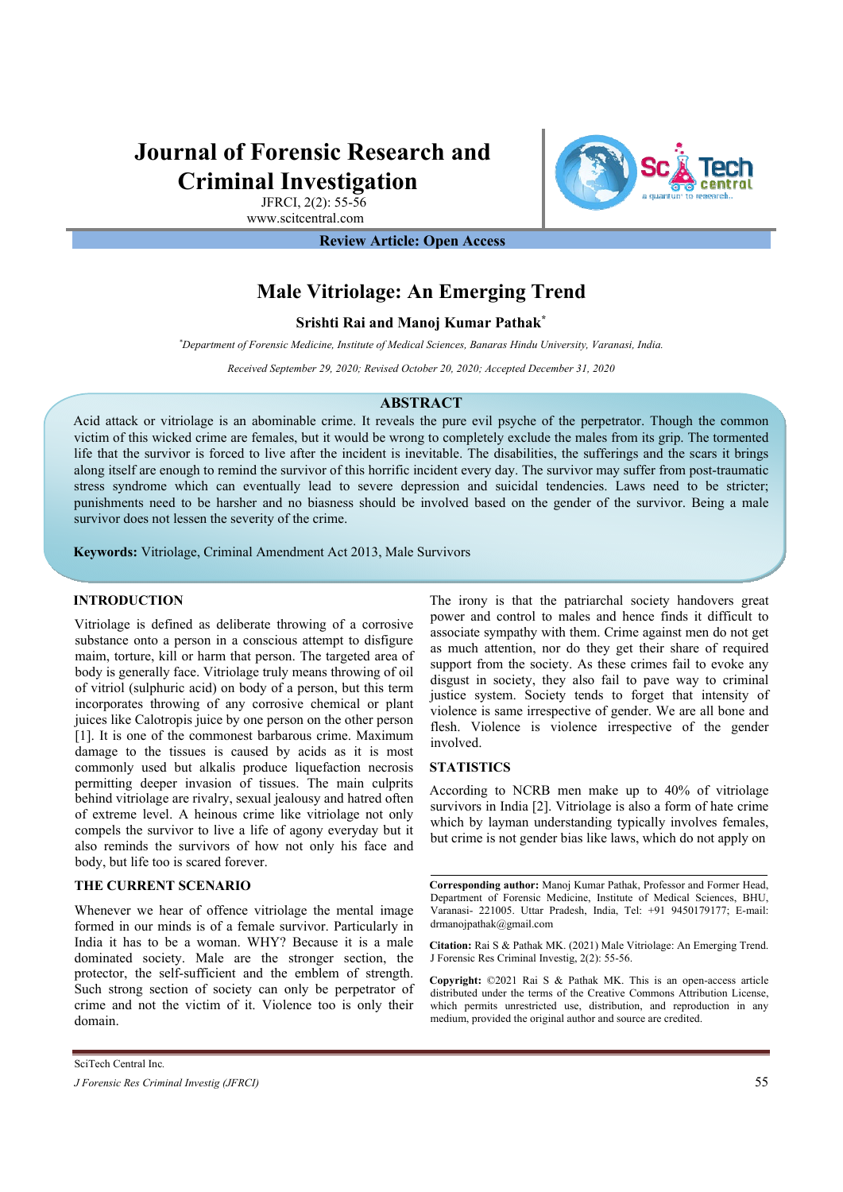# Journal of Forensic Research and Criminal Investigation

JFRCI, 2(2): 55-56

www.scitcentral.com

**Review Article: Open Access**

## Male Vitriolage: An Emerging Trend

**Srishti Rai and Manoj Kumar Pathak***

*Department of Forensic Medicine, Institute of Medical Sciences, Banaras Hindu University, Varanasi, India.*

*Received September 29, 2020; Revised October 20, 2020; Accepted December 31, 2020*

### ABSTRACT

Acid attack or vitriolage is an abominable crime. It reveals the pure evil psyche of the perpetrator. Though the common victim of this wicked crime are females, but it would be wrong to completely exclude the males from its grip. The tormented life that the survivor is forced to live after the incident is inevitable. The disabilities, the sufferings and the scars it brings along itself are enough to remind the survivor of this horrific incident every day. The survivor may suffer from post-traumatic stress syndrome which can eventually lead to severe depression and suicidal tendencies. Laws need to be stricter; punishments need to be harsher and no biasness should be involved based on the gender of the survivor. Being a male survivor does not lessen the severity of the crime.

**Keywords:** Vitriolage, Criminal Amendment Act 2013, Male Survivors

### INTRODUCTION

Vitriolage is defined as deliberate throwing of a corrosive substance onto a person in a conscious attempt to disfigure maim, torture, kill or harm that person. The targeted area of body is generally face. Vitriolage truly means throwing of oil of vitriol (sulphuric acid) on body of a person, but this term incorporates throwing of any corrosive chemical or plant juices like Calotropis juice by one person on the other person [1]. It is one of the commonest barbarous crime. Maximum damage to the tissues is caused by acids as it is most commonly used but alkalis produce liquefaction necrosis permitting deeper invasion of tissues. The main culprits behind vitriolage are rivalry, sexual jealousy and hatred often of extreme level. A heinous crime like vitriolage not only compels the survivor to live a life of agony everyday but it also reminds the survivors of how not only his face and body, but life too is scared forever.

### THE CURRENT SCENARIO

Whenever we hear of offence vitriolage the mental image formed in our minds is of a female survivor. Particularly in India it has to be a woman. WHY? Because it is a male dominated society. Male are the stronger section, the protector, the self-sufficient and the emblem of strength. Such strong section of society can only be perpetrator of crime and not the victim of it. Violence too is only their domain.

The irony is that the patriarchal society handovers great power and control to males and hence finds it difficult to associate sympathy with them. Crime against men do not get as much attention, nor do they get their share of required support from the society. As these crimes fail to evoke any disgust in society, they also fail to pave way to criminal justice system. Society tends to forget that intensity of violence is same irrespective of gender. We are all bone and flesh. Violence is violence irrespective of the gender involved.

### STATISTICS

According to NCRB men make up to 40% of vitriolage survivors in India [2]. Vitriolage is also a form of hate crime which by layman understanding typically involves females, but crime is not gender bias like laws, which do not apply on

---

**Corresponding author:** Manoj Kumar Pathak, Professor and Former Head, Department of Forensic Medicine, Institute of Medical Sciences, BHU, Varanasi- 221005. Uttar Pradesh, India, Tel: +91 9450179177; E-mail: drmanojpathak@gmail.com

**Citation:** Rai S & Pathak MK. (2021) Male Vitriolage: An Emerging Trend. J Forensic Res Criminal Investig, 2(2): 55-56.

**Copyright:** ©2021 Rai S & Pathak MK. This is an open-access article distributed under the terms of the Creative Commons Attribution License, which permits unrestricted use, distribution, and reproduction in any medium, provided the original author and source are credited.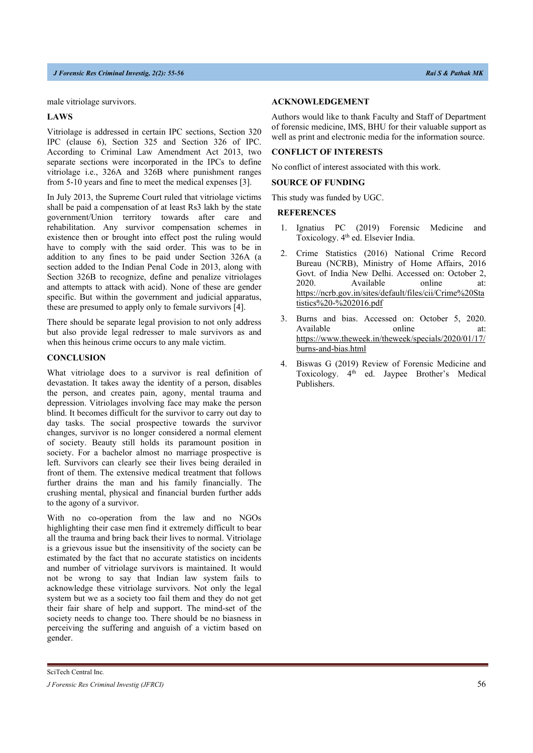male vitriolage survivors.

## LAWS

Vitriolage is addressed in certain IPC sections, Section 320 IPC (clause 6), Section 325 and Section 326 of IPC. According to Criminal Law Amendment Act 2013, two separate sections were incorporated in the IPCs to define vitriolage i.e., 326A and 326B where punishment ranges from 5-10 years and fine to meet the medical expenses [3].

In July 2013, the Supreme Court ruled that vitriolage victims shall be paid a compensation of at least Rs3 lakh by the state government/Union territory towards after care and rehabilitation. Any survivor compensation schemes in existence then or brought into effect post the ruling would have to comply with the said order. This was to be in addition to any fines to be paid under Section 326A (a section added to the Indian Penal Code in 2013, along with Section 326B to recognize, define and penalize vitriolages and attempts to attack with acid). None of these are gender specific. But within the government and judicial apparatus, these are presumed to apply only to female survivors [4].

There should be separate legal provision to not only address but also provide legal redresser to male survivors as and when this heinous crime occurs to any male victim.

## CONCLUSION

What vitriolage does to a survivor is real definition of devastation. It takes away the identity of a person, disables the person, and creates pain, agony, mental trauma and depression. Vitriolages involving face may make the person blind. It becomes difficult for the survivor to carry out day to day tasks. The social prospective towards the survivor changes, survivor is no longer considered a normal element of society. Beauty still holds its paramount position in society. For a bachelor almost no marriage prospective is left. Survivors can clearly see their lives being derailed in front of them. The extensive medical treatment that follows further drains the man and his family financially. The crushing mental, physical and financial burden further adds to the agony of a survivor.

With no co-operation from the law and no NGOs highlighting their case men find it extremely difficult to bear all the trauma and bring back their lives to normal. Vitriolage is a grievous issue but the insensitivity of the society can be estimated by the fact that no accurate statistics on incidents and number of vitriolage survivors is maintained. It would not be wrong to say that Indian law system fails to acknowledge these vitriolage survivors. Not only the legal system but we as a society too fail them and they do not get their fair share of help and support. The mind-set of the society needs to change too. There should be no biasness in perceiving the suffering and anguish of a victim based on gender.

## ACKNOWLEDGEMENT

Authors would like to thank Faculty and Staff of Department of forensic medicine, IMS, BHU for their valuable support as well as print and electronic media for the information source.

## CONFLICT OF INTERESTS

No conflict of interest associated with this work.

## SOURCE OF FUNDING

This study was funded by UGC.

## REFERENCES

1. Ignatius PC (2019) Forensic Medicine and Toxicology. 4th ed. Elsevier India.
2. Crime Statistics (2016) National Crime Record Bureau (NCRB), Ministry of Home Affairs, 2016 Govt. of India New Delhi. Accessed on: October 2, 2020. Available online at: https://ncrb.gov.in/sites/default/files/cii/Crime%20Statistics%20-%202016.pdf
3. Burns and bias. Accessed on: October 5, 2020. Available online at: https://www.theweek.in/theweek/specials/2020/01/17/burns-and-bias.html
4. Biswas G (2019) Review of Forensic Medicine and Toxicology. 4th ed. Jaypee Brother's Medical Publishers.